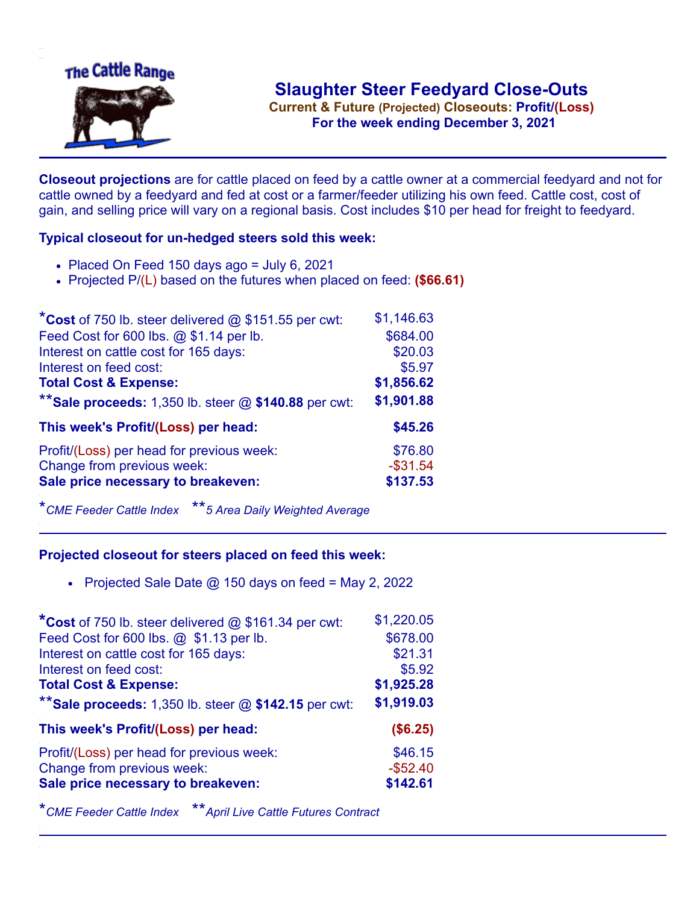The Cattle Range

# Slaughter Steer Feedyard Close-Outs

**Current & Future (Projected) Closeouts: Profit/(Loss)**

**For the week ending December 3, 2021**

**Closeout projections** are for cattle placed on feed by a cattle owner at a commercial feedyard and not for cattle owned by a feedyard and fed at cost or a farmer/feeder utilizing his own feed. Cattle cost, cost of gain, and selling price will vary on a regional basis. Cost includes $10 per head for freight to feedyard.

### Typical closeout for un-hedged steers sold this week:

- Placed On Feed 150 days ago = July 6, 2021
- Projected P/(L) based on the futures when placed on feed: **($66.61)**

| | |
|---|---|
| ***Cost** of 750 lb. steer delivered @ $151.55 per cwt: | $1,146.63 |
| Feed Cost for 600 lbs. @ $1.14 per lb. | $684.00 |
| Interest on cattle cost for 165 days: | $20.03 |
| Interest on feed cost: | $5.97 |
| **Total Cost & Expense:** | **$1,856.62** |
| ****Sale proceeds:** 1,350 lb. steer @ **$140.88** per cwt: | **$1,901.88** |
| **This week's Profit/(Loss) per head:** | **$45.26** |
| Profit/(Loss) per head for previous week: | $76.80 |
| Change from previous week: | -$31.54 |
| **Sale price necessary to breakeven:** | **$137.53** |

**CME Feeder Cattle Index* ***5 Area Daily Weighted Average*

### Projected closeout for steers placed on feed this week:

- Projected Sale Date @ 150 days on feed = May 2, 2022

| | |
|---|---|
| ***Cost** of 750 lb. steer delivered @ $161.34 per cwt: | $1,220.05 |
| Feed Cost for 600 lbs. @ $1.13 per lb. | $678.00 |
| Interest on cattle cost for 165 days: | $21.31 |
| Interest on feed cost: | $5.92 |
| **Total Cost & Expense:** | **$1,925.28** |
| ****Sale proceeds:** 1,350 lb. steer @ **$142.15** per cwt: | **$1,919.03** |
| **This week's Profit/(Loss) per head:** | **($6.25)** |
| Profit/(Loss) per head for previous week: | $46.15 |
| Change from previous week: | -$52.40 |
| **Sale price necessary to breakeven:** | **$142.61** |

**CME Feeder Cattle Index* ***April Live Cattle Futures Contract*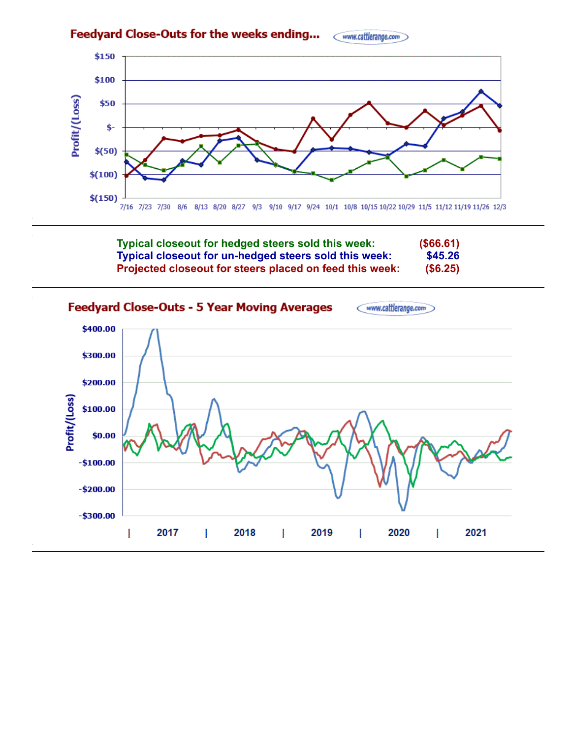## Feedyard Close-Outs for the weeks ending...

www.cattlerange.com

$150
$100
$50
$-
$(50)
$(100)
$(150)

Profit/(Loss)

7/16 7/23 7/30 8/6 8/13 8/20 8/27 9/3 9/10 9/17 9/24 10/1 10/8 10/15 10/22 10/29 11/5 11/12 11/19 11/26 12/3

| | |
|---|---|
| Typical closeout for hedged steers sold this week: | ($66.61) |
| Typical closeout for un-hedged steers sold this week: | $45.26 |
| Projected closeout for steers placed on feed this week: | ($6.25) |

## Feedyard Close-Outs - 5 Year Moving Averages

www.cattlerange.com

$400.00
$300.00
$200.00
$100.00
$0.00
-$100.00
-$200.00
-$300.00

Profit/(Loss)

2017 2018 2019 2020 2021